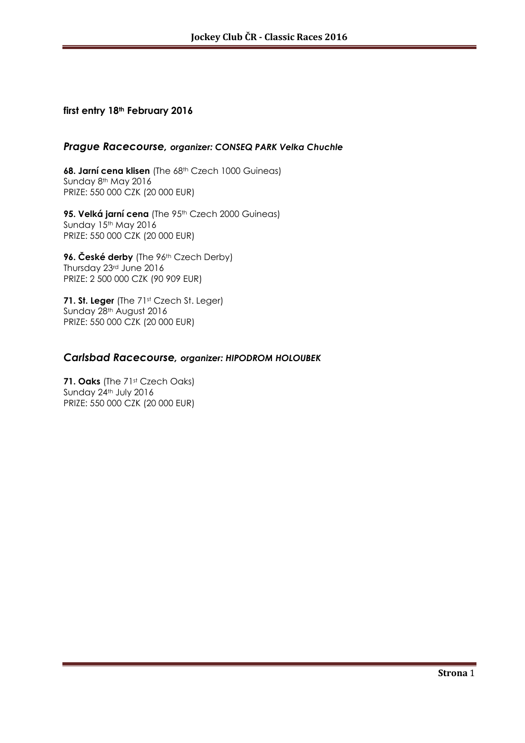**first entry 18th February 2016**

## *Prague Racecourse, organizer: CONSEQ PARK Velka Chuchle*

**68. Jarní cena klisen** (The 68th Czech 1000 Guineas)
Sunday 8th May 2016
PRIZE: 550 000 CZK (20 000 EUR)

**95. Velká jarní cena** (The 95th Czech 2000 Guineas)
Sunday 15th May 2016
PRIZE: 550 000 CZK (20 000 EUR)

**96. České derby** (The 96th Czech Derby)
Thursday 23rd June 2016
PRIZE: 2 500 000 CZK (90 909 EUR)

**71. St. Leger** (The 71st Czech St. Leger)
Sunday 28th August 2016
PRIZE: 550 000 CZK (20 000 EUR)

## *Carlsbad Racecourse, organizer: HIPODROM HOLOUBEK*

**71. Oaks** (The 71st Czech Oaks)
Sunday 24th July 2016
PRIZE: 550 000 CZK (20 000 EUR)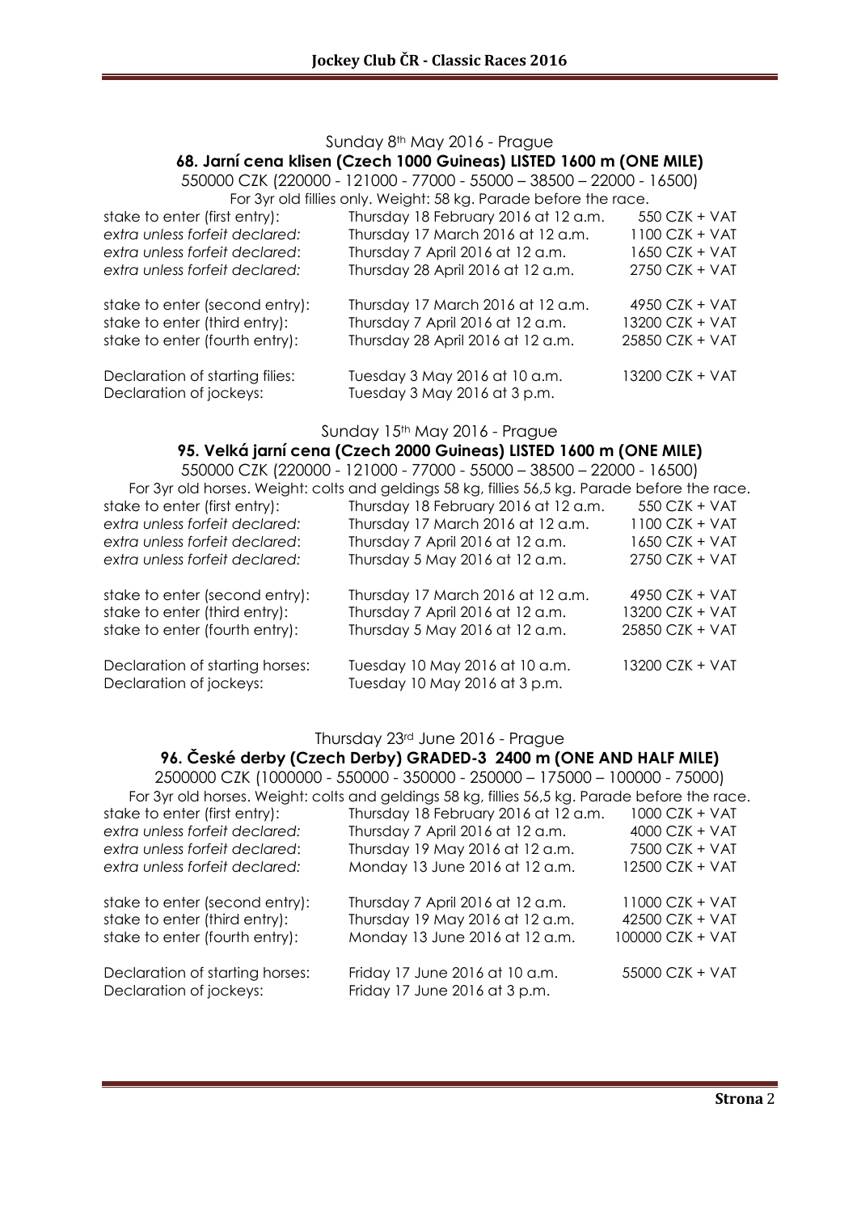Sunday 8th May 2016 - Prague

**68. Jarní cena klisen (Czech 1000 Guineas) LISTED 1600 m (ONE MILE)**

550000 CZK (220000 - 121000 - 77000 - 55000 – 38500 – 22000 - 16500)

For 3yr old fillies only. Weight: 58 kg. Parade before the race.

| | | |
|---|---|---|
| stake to enter (first entry): | Thursday 18 February 2016 at 12 a.m. | 550 CZK + VAT |
| *extra unless forfeit declared:* | Thursday 17 March 2016 at 12 a.m. | 1100 CZK + VAT |
| *extra unless forfeit declared:* | Thursday 7 April 2016 at 12 a.m. | 1650 CZK + VAT |
| *extra unless forfeit declared:* | Thursday 28 April 2016 at 12 a.m. | 2750 CZK + VAT |
| stake to enter (second entry): | Thursday 17 March 2016 at 12 a.m. | 4950 CZK + VAT |
| stake to enter (third entry): | Thursday 7 April 2016 at 12 a.m. | 13200 CZK + VAT |
| stake to enter (fourth entry): | Thursday 28 April 2016 at 12 a.m. | 25850 CZK + VAT |
| Declaration of starting filies: | Tuesday 3 May 2016 at 10 a.m. | 13200 CZK + VAT |
| Declaration of jockeys: | Tuesday 3 May 2016 at 3 p.m. | |

Sunday 15th May 2016 - Prague

**95. Velká jarní cena (Czech 2000 Guineas) LISTED 1600 m (ONE MILE)**

550000 CZK (220000 - 121000 - 77000 - 55000 – 38500 – 22000 - 16500)

For 3yr old horses. Weight: colts and geldings 58 kg, fillies 56,5 kg. Parade before the race.

| | | |
|---|---|---|
| stake to enter (first entry): | Thursday 18 February 2016 at 12 a.m. | 550 CZK + VAT |
| *extra unless forfeit declared:* | Thursday 17 March 2016 at 12 a.m. | 1100 CZK + VAT |
| *extra unless forfeit declared:* | Thursday 7 April 2016 at 12 a.m. | 1650 CZK + VAT |
| *extra unless forfeit declared:* | Thursday 5 May 2016 at 12 a.m. | 2750 CZK + VAT |
| stake to enter (second entry): | Thursday 17 March 2016 at 12 a.m. | 4950 CZK + VAT |
| stake to enter (third entry): | Thursday 7 April 2016 at 12 a.m. | 13200 CZK + VAT |
| stake to enter (fourth entry): | Thursday 5 May 2016 at 12 a.m. | 25850 CZK + VAT |
| Declaration of starting horses: | Tuesday 10 May 2016 at 10 a.m. | 13200 CZK + VAT |
| Declaration of jockeys: | Tuesday 10 May 2016 at 3 p.m. | |

Thursday 23rd June 2016 - Prague

**96. České derby (Czech Derby) GRADED-3 2400 m (ONE AND HALF MILE)**

2500000 CZK (1000000 - 550000 - 350000 - 250000 – 175000 – 100000 - 75000)

For 3yr old horses. Weight: colts and geldings 58 kg, fillies 56,5 kg. Parade before the race.

| | | |
|---|---|---|
| stake to enter (first entry): | Thursday 18 February 2016 at 12 a.m. | 1000 CZK + VAT |
| *extra unless forfeit declared:* | Thursday 7 April 2016 at 12 a.m. | 4000 CZK + VAT |
| *extra unless forfeit declared:* | Thursday 19 May 2016 at 12 a.m. | 7500 CZK + VAT |
| *extra unless forfeit declared:* | Monday 13 June 2016 at 12 a.m. | 12500 CZK + VAT |
| stake to enter (second entry): | Thursday 7 April 2016 at 12 a.m. | 11000 CZK + VAT |
| stake to enter (third entry): | Thursday 19 May 2016 at 12 a.m. | 42500 CZK + VAT |
| stake to enter (fourth entry): | Monday 13 June 2016 at 12 a.m. | 100000 CZK + VAT |
| Declaration of starting horses: | Friday 17 June 2016 at 10 a.m. | 55000 CZK + VAT |
| Declaration of jockeys: | Friday 17 June 2016 at 3 p.m. | |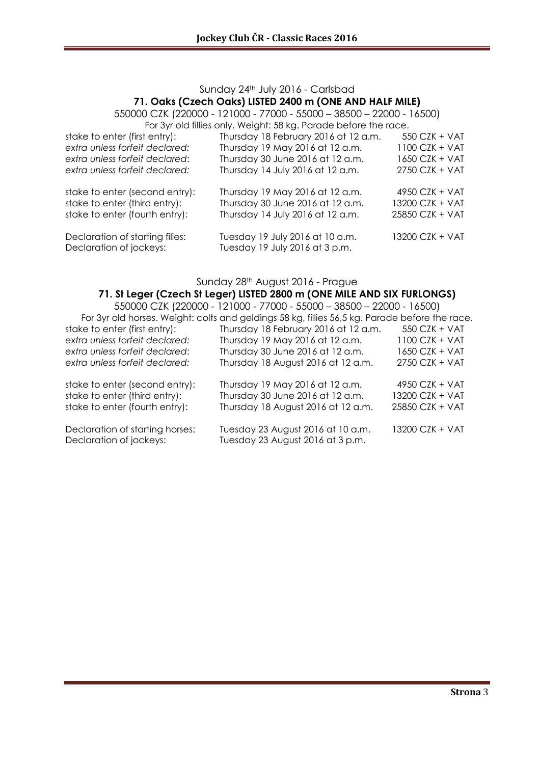Sunday 24th July 2016 - Carlsbad

## 71. Oaks (Czech Oaks) LISTED 2400 m (ONE AND HALF MILE)

550000 CZK (220000 - 121000 - 77000 - 55000 – 38500 – 22000 - 16500)

For 3yr old fillies only. Weight: 58 kg. Parade before the race.

| | | |
|---|---|---|
| stake to enter (first entry): | Thursday 18 February 2016 at 12 a.m. | 550 CZK + VAT |
| *extra unless forfeit declared:* | Thursday 19 May 2016 at 12 a.m. | 1100 CZK + VAT |
| *extra unless forfeit declared:* | Thursday 30 June 2016 at 12 a.m. | 1650 CZK + VAT |
| *extra unless forfeit declared:* | Thursday 14 July 2016 at 12 a.m. | 2750 CZK + VAT |
| stake to enter (second entry): | Thursday 19 May 2016 at 12 a.m. | 4950 CZK + VAT |
| stake to enter (third entry): | Thursday 30 June 2016 at 12 a.m. | 13200 CZK + VAT |
| stake to enter (fourth entry): | Thursday 14 July 2016 at 12 a.m. | 25850 CZK + VAT |
| Declaration of starting filies: | Tuesday 19 July 2016 at 10 a.m. | 13200 CZK + VAT |
| Declaration of jockeys: | Tuesday 19 July 2016 at 3 p.m. | |

Sunday 28th August 2016 - Prague

## 71. St Leger (Czech St Leger) LISTED 2800 m (ONE MILE AND SIX FURLONGS)

550000 CZK (220000 - 121000 - 77000 - 55000 – 38500 – 22000 - 16500)

For 3yr old horses. Weight: colts and geldings 58 kg, fillies 56,5 kg. Parade before the race.

| | | |
|---|---|---|
| stake to enter (first entry): | Thursday 18 February 2016 at 12 a.m. | 550 CZK + VAT |
| *extra unless forfeit declared:* | Thursday 19 May 2016 at 12 a.m. | 1100 CZK + VAT |
| *extra unless forfeit declared:* | Thursday 30 June 2016 at 12 a.m. | 1650 CZK + VAT |
| *extra unless forfeit declared:* | Thursday 18 August 2016 at 12 a.m. | 2750 CZK + VAT |
| stake to enter (second entry): | Thursday 19 May 2016 at 12 a.m. | 4950 CZK + VAT |
| stake to enter (third entry): | Thursday 30 June 2016 at 12 a.m. | 13200 CZK + VAT |
| stake to enter (fourth entry): | Thursday 18 August 2016 at 12 a.m. | 25850 CZK + VAT |
| Declaration of starting horses: | Tuesday 23 August 2016 at 10 a.m. | 13200 CZK + VAT |
| Declaration of jockeys: | Tuesday 23 August 2016 at 3 p.m. | |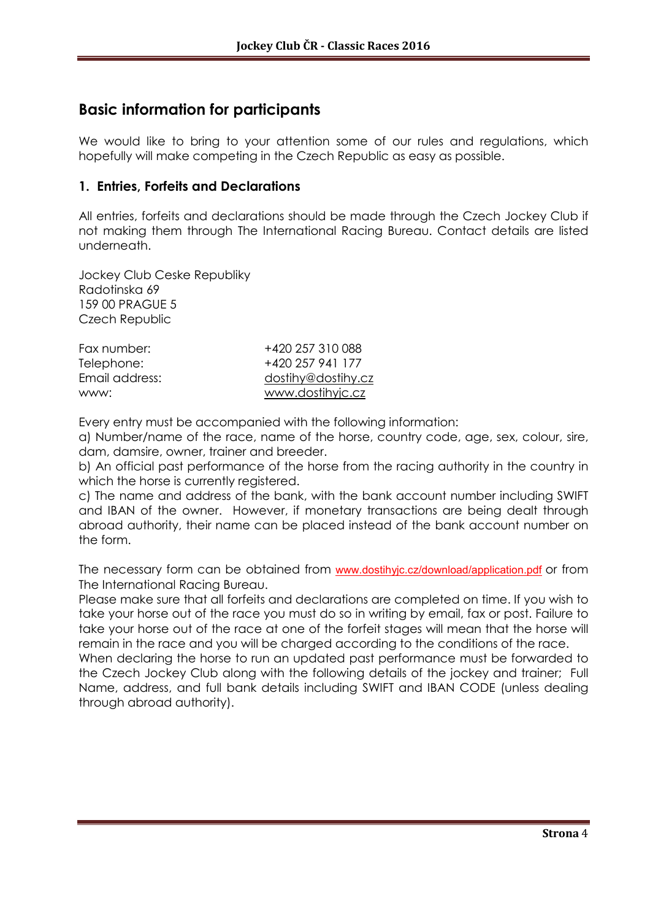## Basic information for participants

We would like to bring to your attention some of our rules and regulations, which hopefully will make competing in the Czech Republic as easy as possible.

### 1. Entries, Forfeits and Declarations

All entries, forfeits and declarations should be made through the Czech Jockey Club if not making them through The International Racing Bureau. Contact details are listed underneath.

Jockey Club Ceske Republiky
Radotinska 69
159 00 PRAGUE 5
Czech Republic

| | |
|---|---|
| Fax number: | +420 257 310 088 |
| Telephone: | +420 257 941 177 |
| Email address: | dostihy@dostihy.cz |
| www: | www.dostihyjc.cz |

Every entry must be accompanied with the following information:
a) Number/name of the race, name of the horse, country code, age, sex, colour, sire, dam, damsire, owner, trainer and breeder.
b) An official past performance of the horse from the racing authority in the country in which the horse is currently registered.
c) The name and address of the bank, with the bank account number including SWIFT and IBAN of the owner. However, if monetary transactions are being dealt through abroad authority, their name can be placed instead of the bank account number on the form.

The necessary form can be obtained from www.dostihyjc.cz/download/application.pdf or from The International Racing Bureau.
Please make sure that all forfeits and declarations are completed on time. If you wish to take your horse out of the race you must do so in writing by email, fax or post. Failure to take your horse out of the race at one of the forfeit stages will mean that the horse will remain in the race and you will be charged according to the conditions of the race.
When declaring the horse to run an updated past performance must be forwarded to the Czech Jockey Club along with the following details of the jockey and trainer; Full Name, address, and full bank details including SWIFT and IBAN CODE (unless dealing through abroad authority).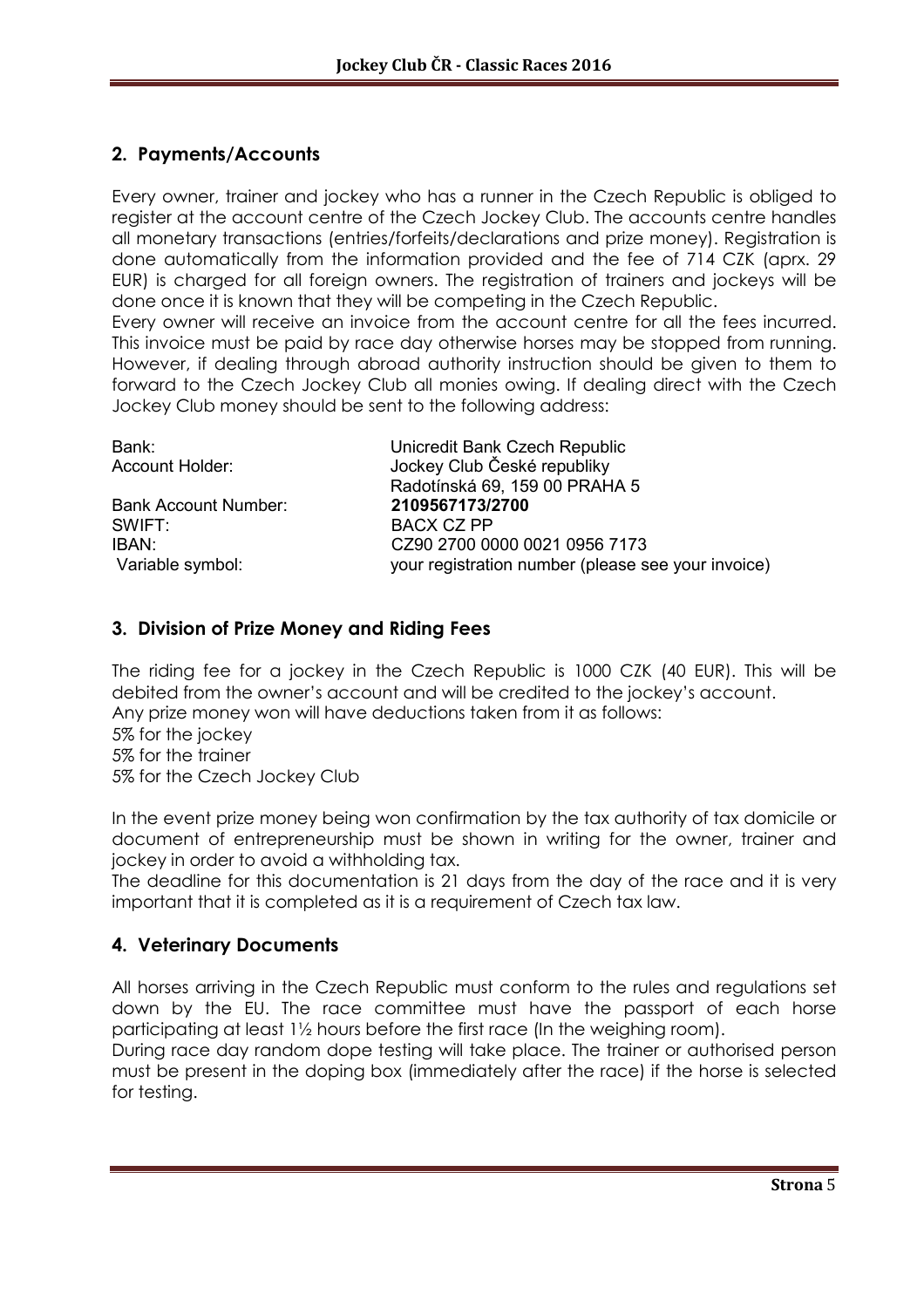## 2. Payments/Accounts

Every owner, trainer and jockey who has a runner in the Czech Republic is obliged to register at the account centre of the Czech Jockey Club. The accounts centre handles all monetary transactions (entries/forfeits/declarations and prize money). Registration is done automatically from the information provided and the fee of 714 CZK (aprx. 29 EUR) is charged for all foreign owners. The registration of trainers and jockeys will be done once it is known that they will be competing in the Czech Republic.

Every owner will receive an invoice from the account centre for all the fees incurred. This invoice must be paid by race day otherwise horses may be stopped from running. However, if dealing through abroad authority instruction should be given to them to forward to the Czech Jockey Club all monies owing. If dealing direct with the Czech Jockey Club money should be sent to the following address:

| | |
|---|---|
| Bank: | Unicredit Bank Czech Republic |
| Account Holder: | Jockey Club České republiky<br>Radotínská 69, 159 00 PRAHA 5 |
| Bank Account Number: | **2109567173/2700** |
| SWIFT: | BACX CZ PP |
| IBAN: | CZ90 2700 0000 0021 0956 7173 |
| Variable symbol: | your registration number (please see your invoice) |

## 3. Division of Prize Money and Riding Fees

The riding fee for a jockey in the Czech Republic is 1000 CZK (40 EUR). This will be debited from the owner's account and will be credited to the jockey's account.
Any prize money won will have deductions taken from it as follows:
5% for the jockey
5% for the trainer
5% for the Czech Jockey Club

In the event prize money being won confirmation by the tax authority of tax domicile or document of entrepreneurship must be shown in writing for the owner, trainer and jockey in order to avoid a withholding tax.
The deadline for this documentation is 21 days from the day of the race and it is very important that it is completed as it is a requirement of Czech tax law.

## 4. Veterinary Documents

All horses arriving in the Czech Republic must conform to the rules and regulations set down by the EU. The race committee must have the passport of each horse participating at least 1½ hours before the first race (In the weighing room).
During race day random dope testing will take place. The trainer or authorised person must be present in the doping box (immediately after the race) if the horse is selected for testing.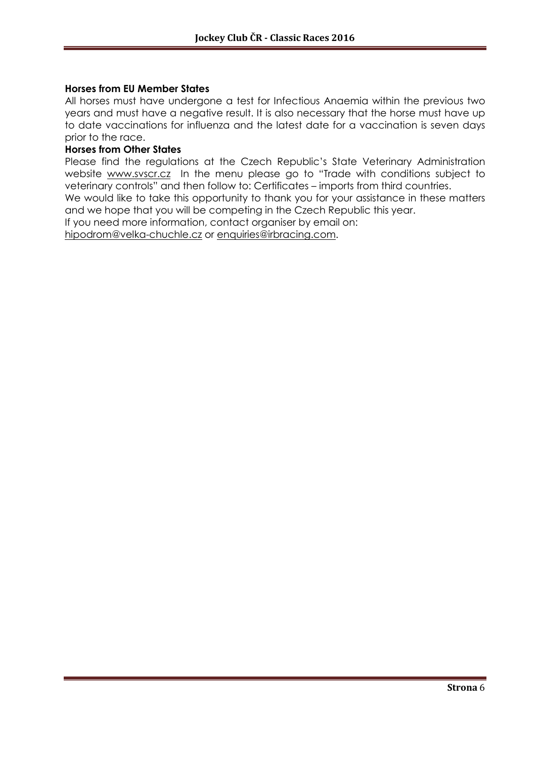**Horses from EU Member States**

All horses must have undergone a test for Infectious Anaemia within the previous two years and must have a negative result. It is also necessary that the horse must have up to date vaccinations for influenza and the latest date for a vaccination is seven days prior to the race.

**Horses from Other States**

Please find the regulations at the Czech Republic's State Veterinary Administration website www.svscr.cz In the menu please go to "Trade with conditions subject to veterinary controls" and then follow to: Certificates – imports from third countries.

We would like to take this opportunity to thank you for your assistance in these matters and we hope that you will be competing in the Czech Republic this year.

If you need more information, contact organiser by email on:

hipodrom@velka-chuchle.cz or enquiries@irbracing.com.